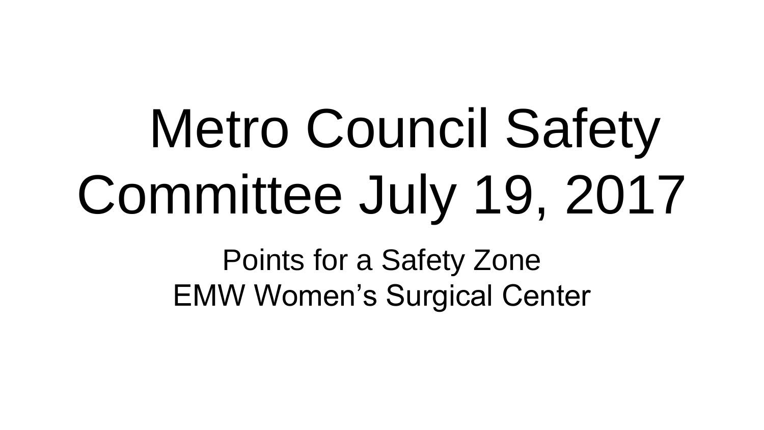# Metro Council Safety Committee July 19, 2017

Points for a Safety Zone
EMW Women's Surgical Center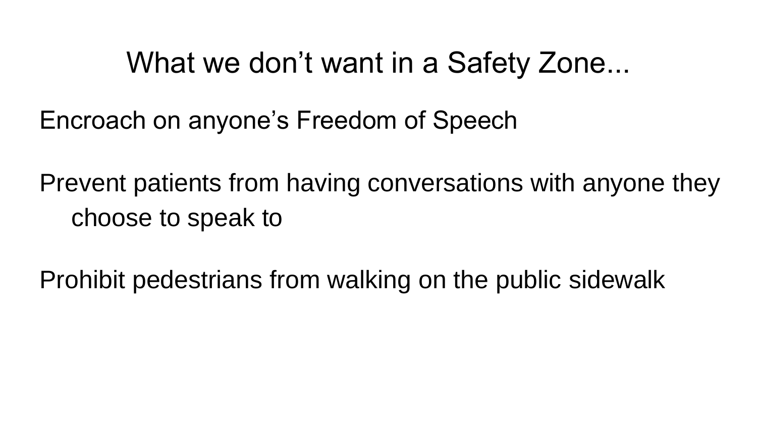# What we don't want in a Safety Zone...

Encroach on anyone's Freedom of Speech

Prevent patients from having conversations with anyone they choose to speak to

Prohibit pedestrians from walking on the public sidewalk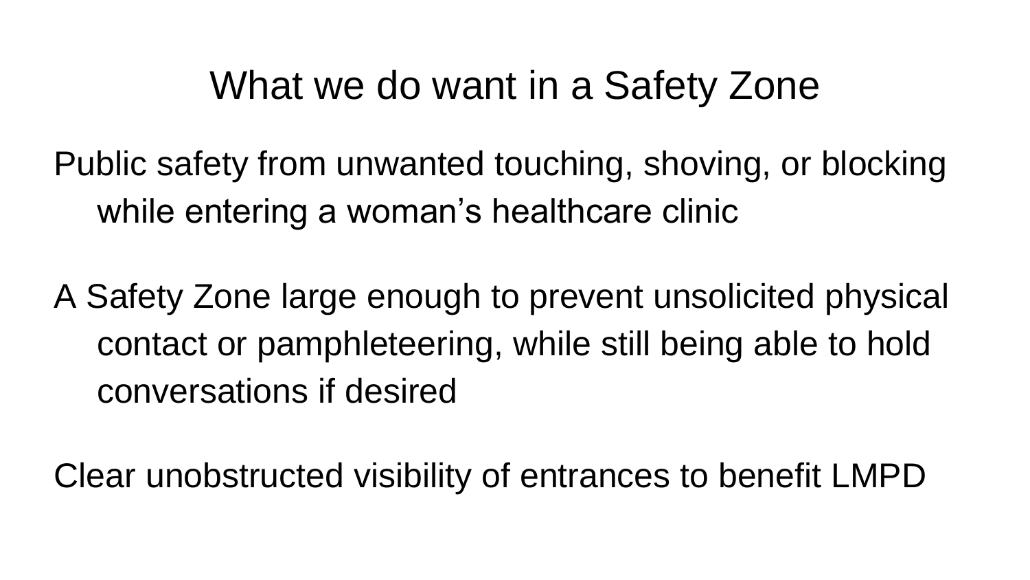# What we do want in a Safety Zone

Public safety from unwanted touching, shoving, or blocking while entering a woman's healthcare clinic

A Safety Zone large enough to prevent unsolicited physical contact or pamphleteering, while still being able to hold conversations if desired

Clear unobstructed visibility of entrances to benefit LMPD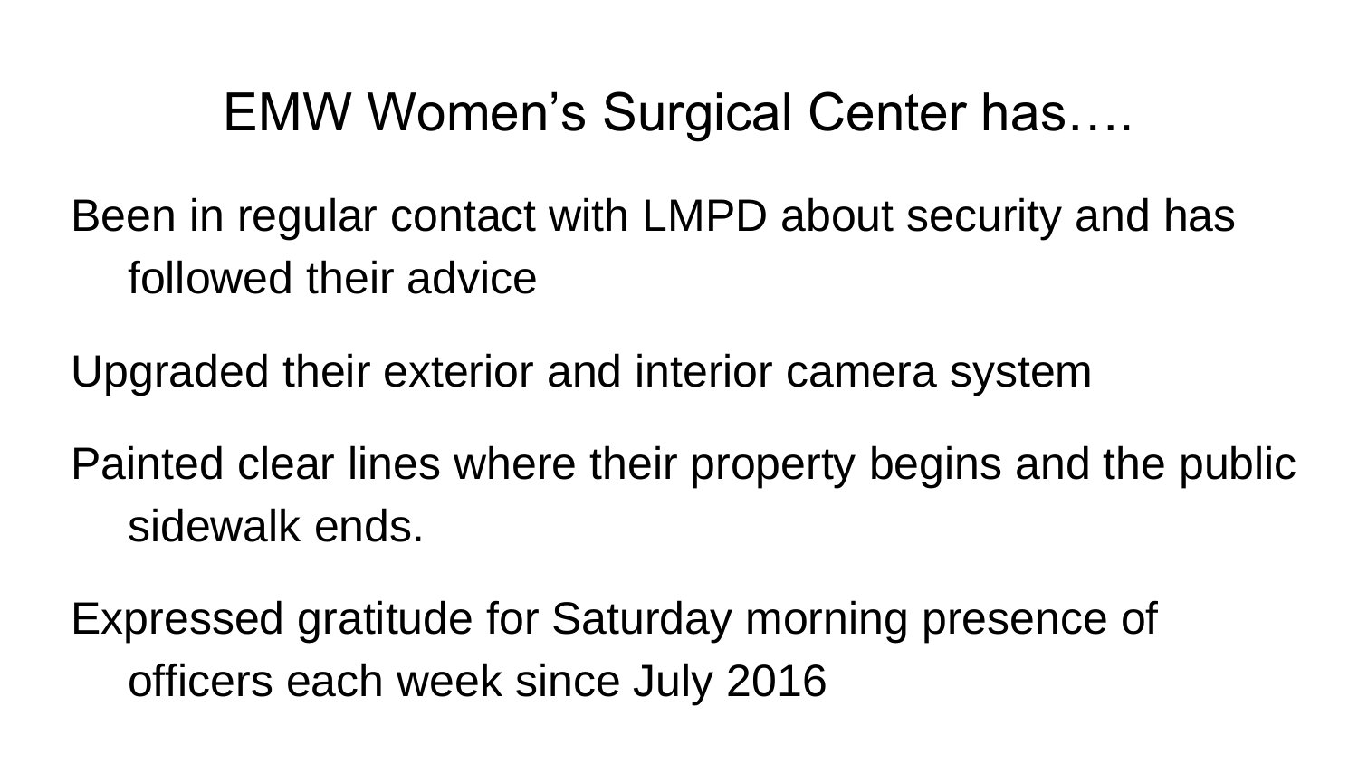# EMW Women's Surgical Center has….

Been in regular contact with LMPD about security and has followed their advice

Upgraded their exterior and interior camera system

Painted clear lines where their property begins and the public sidewalk ends.

Expressed gratitude for Saturday morning presence of officers each week since July 2016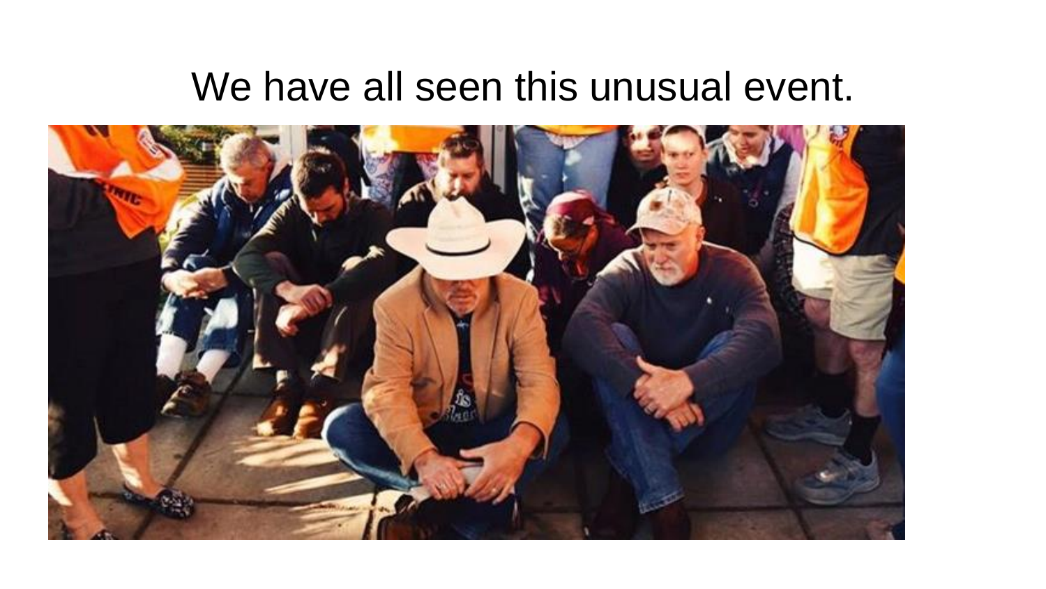# We have all seen this unusual event.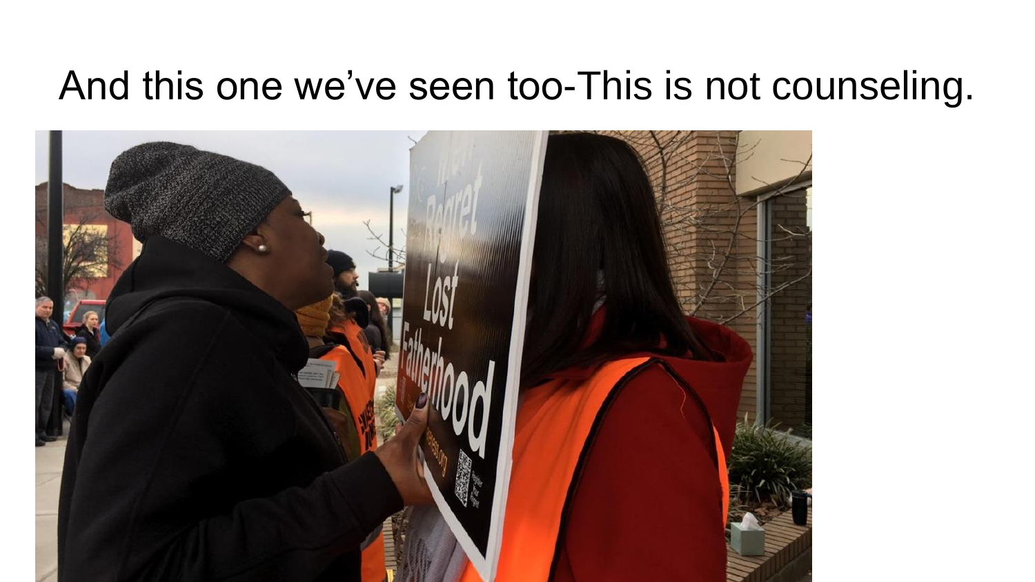# And this one we've seen too-This is not counseling.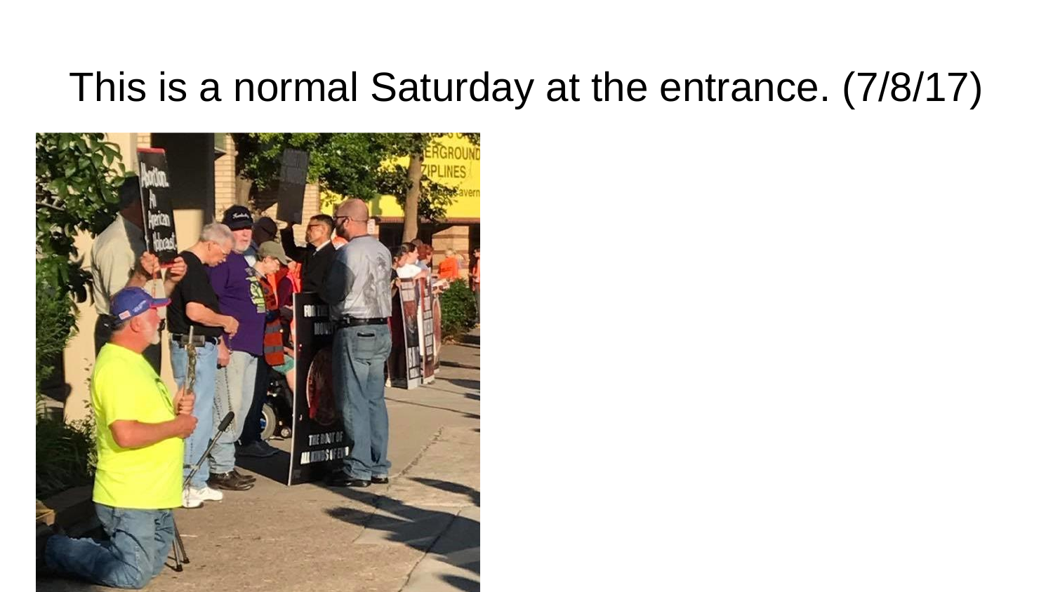# This is a normal Saturday at the entrance. (7/8/17)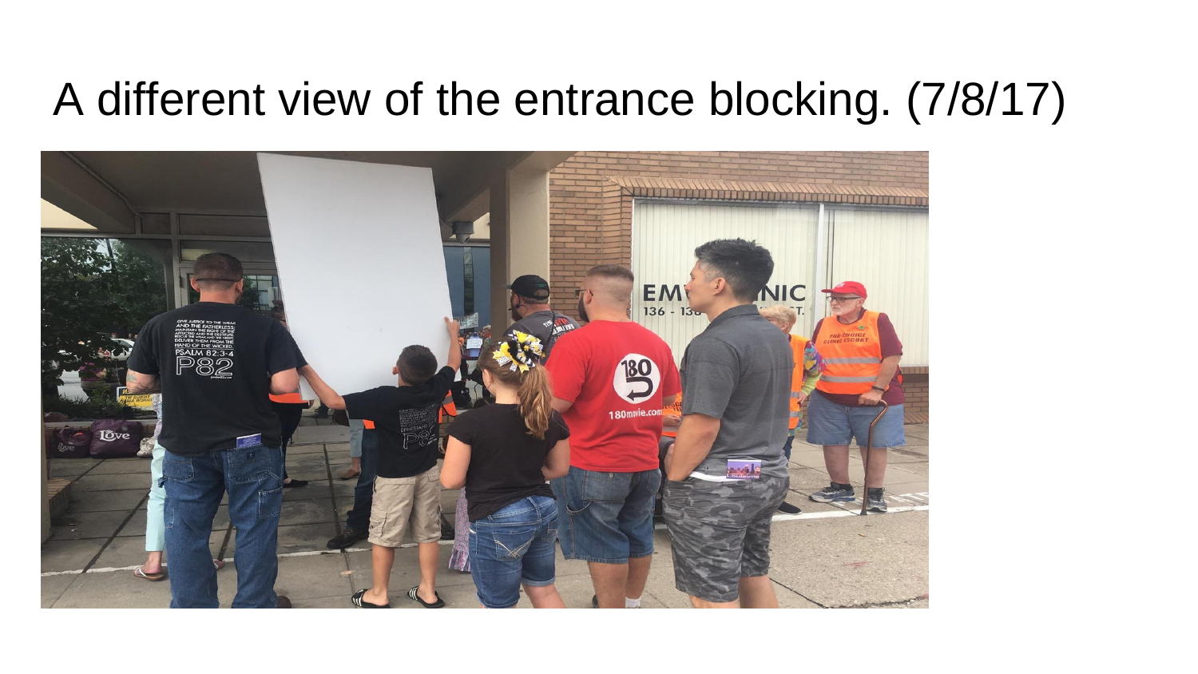# A different view of the entrance blocking. (7/8/17)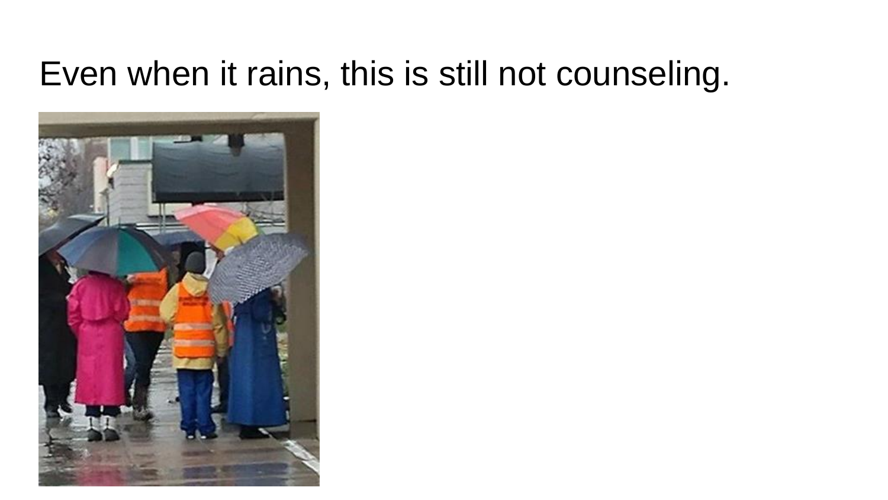# Even when it rains, this is still not counseling.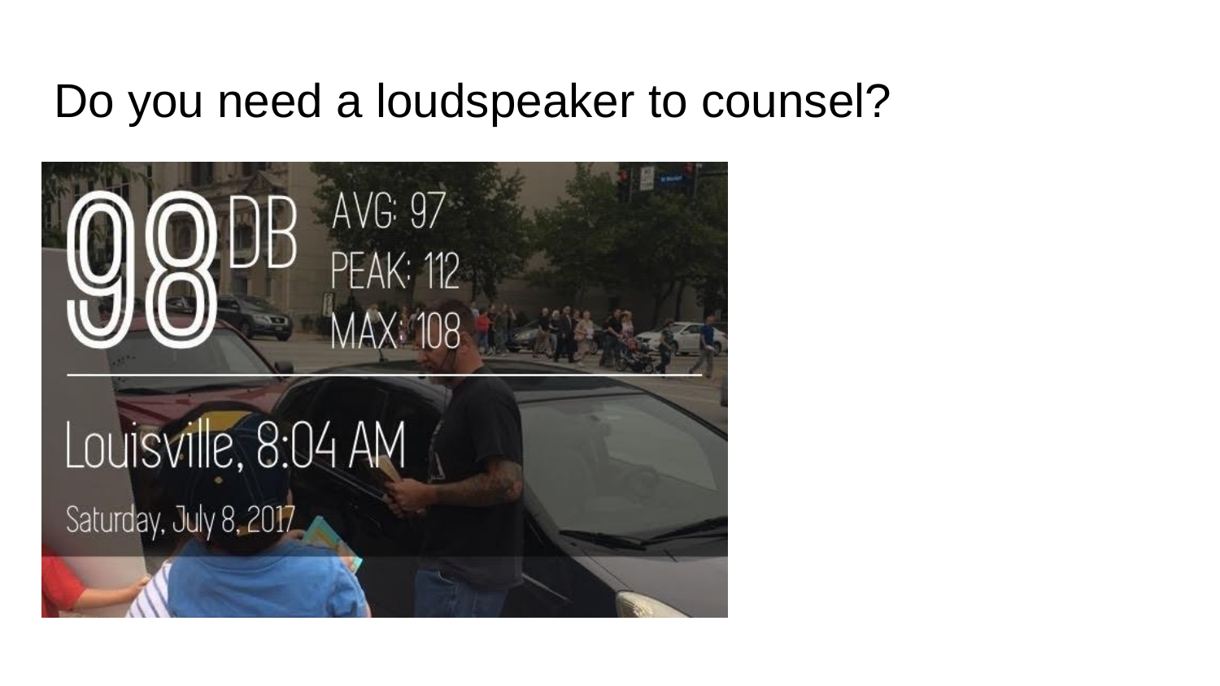# Do you need a loudspeaker to counsel?

98 DB AVG: 97 PEAK: 112 MAX: 108

Louisville, 8:04 AM

Saturday, July 8, 2017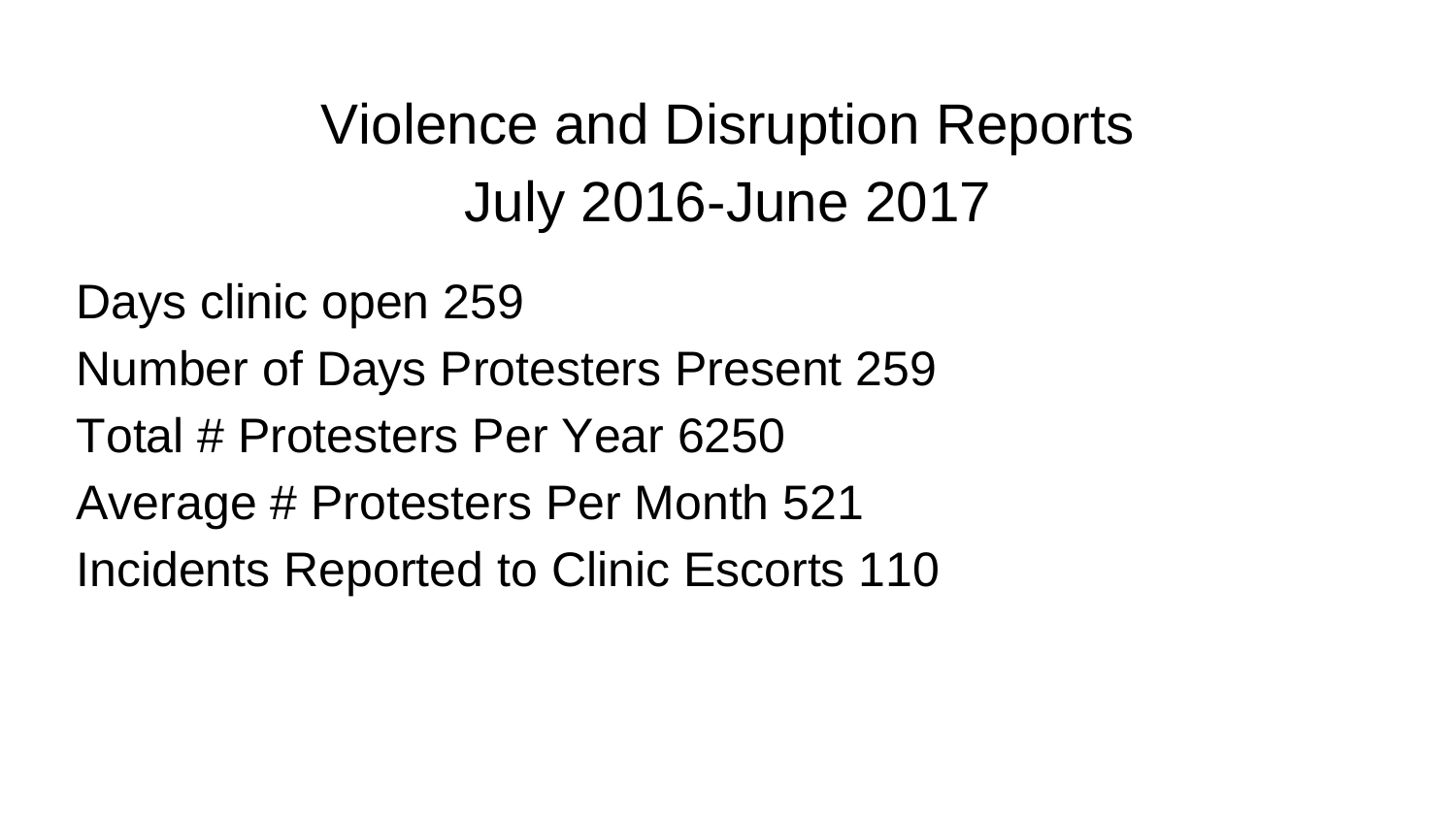# Violence and Disruption Reports
# July 2016-June 2017

Days clinic open 259

Number of Days Protesters Present 259

Total # Protesters Per Year 6250

Average # Protesters Per Month 521

Incidents Reported to Clinic Escorts 110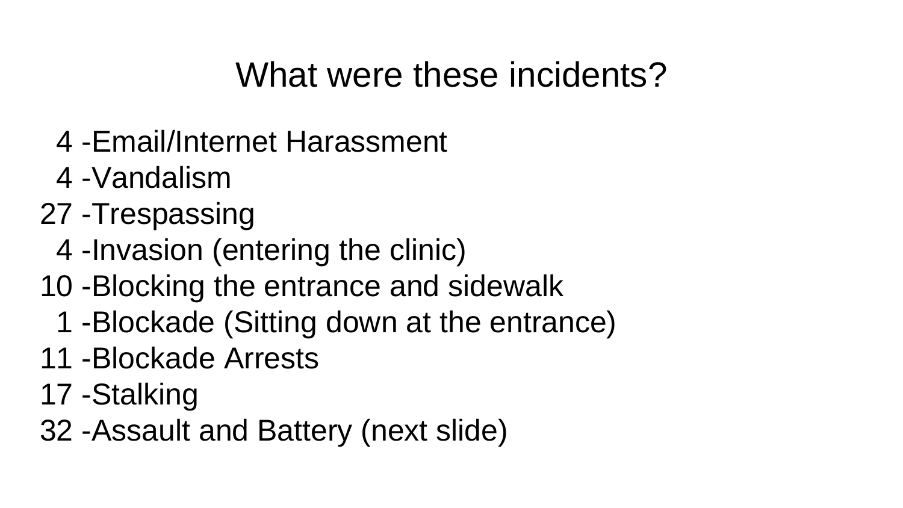# What were these incidents?

4 -Email/Internet Harassment
4 -Vandalism
27 -Trespassing
4 -Invasion (entering the clinic)
10 -Blocking the entrance and sidewalk
1 -Blockade (Sitting down at the entrance)
11 -Blockade Arrests
17 -Stalking
32 -Assault and Battery (next slide)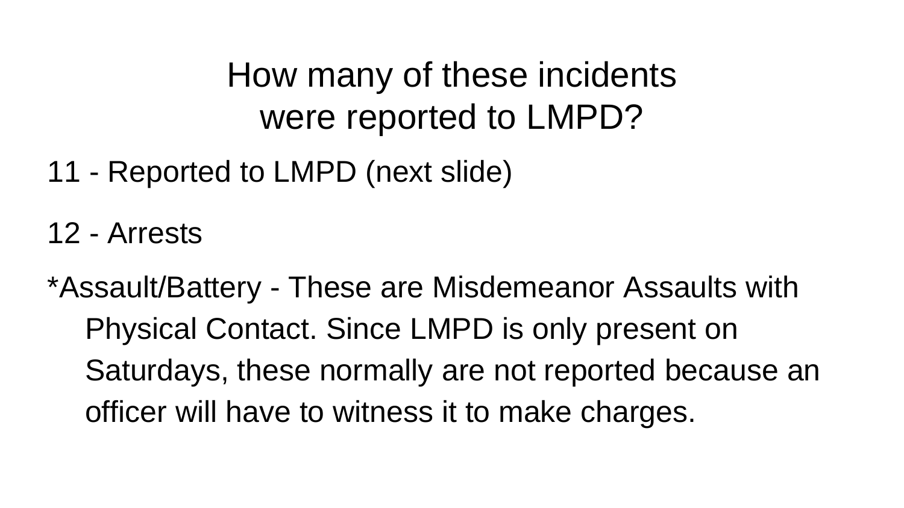# How many of these incidents were reported to LMPD?

11 - Reported to LMPD (next slide)

12 - Arrests

*Assault/Battery - These are Misdemeanor Assaults with Physical Contact. Since LMPD is only present on Saturdays, these normally are not reported because an officer will have to witness it to make charges.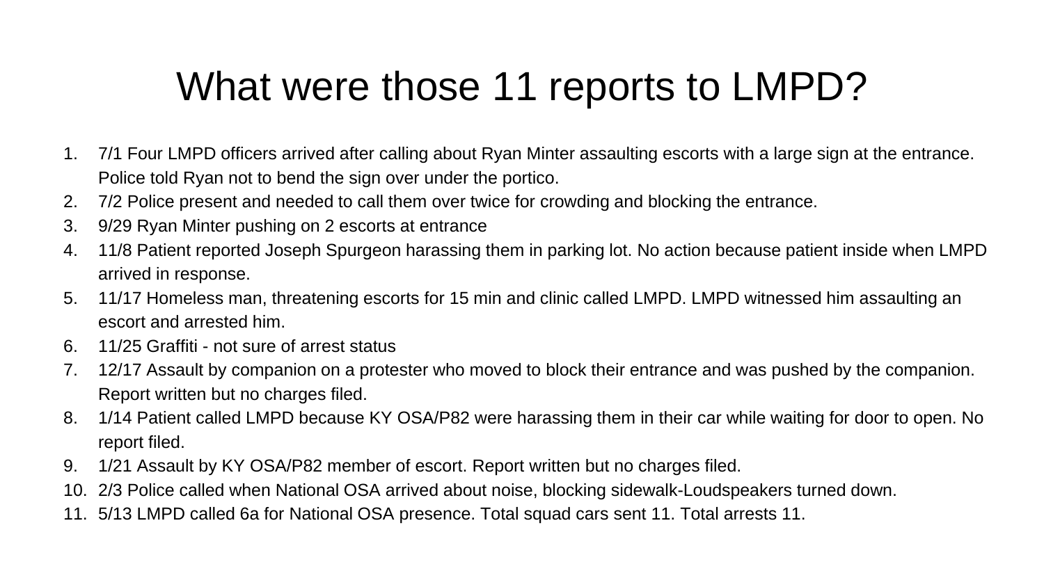# What were those 11 reports to LMPD?

1. 7/1 Four LMPD officers arrived after calling about Ryan Minter assaulting escorts with a large sign at the entrance. Police told Ryan not to bend the sign over under the portico.
2. 7/2 Police present and needed to call them over twice for crowding and blocking the entrance.
3. 9/29 Ryan Minter pushing on 2 escorts at entrance
4. 11/8 Patient reported Joseph Spurgeon harassing them in parking lot. No action because patient inside when LMPD arrived in response.
5. 11/17 Homeless man, threatening escorts for 15 min and clinic called LMPD. LMPD witnessed him assaulting an escort and arrested him.
6. 11/25 Graffiti - not sure of arrest status
7. 12/17 Assault by companion on a protester who moved to block their entrance and was pushed by the companion. Report written but no charges filed.
8. 1/14 Patient called LMPD because KY OSA/P82 were harassing them in their car while waiting for door to open. No report filed.
9. 1/21 Assault by KY OSA/P82 member of escort. Report written but no charges filed.
10. 2/3 Police called when National OSA arrived about noise, blocking sidewalk-Loudspeakers turned down.
11. 5/13 LMPD called 6a for National OSA presence. Total squad cars sent 11. Total arrests 11.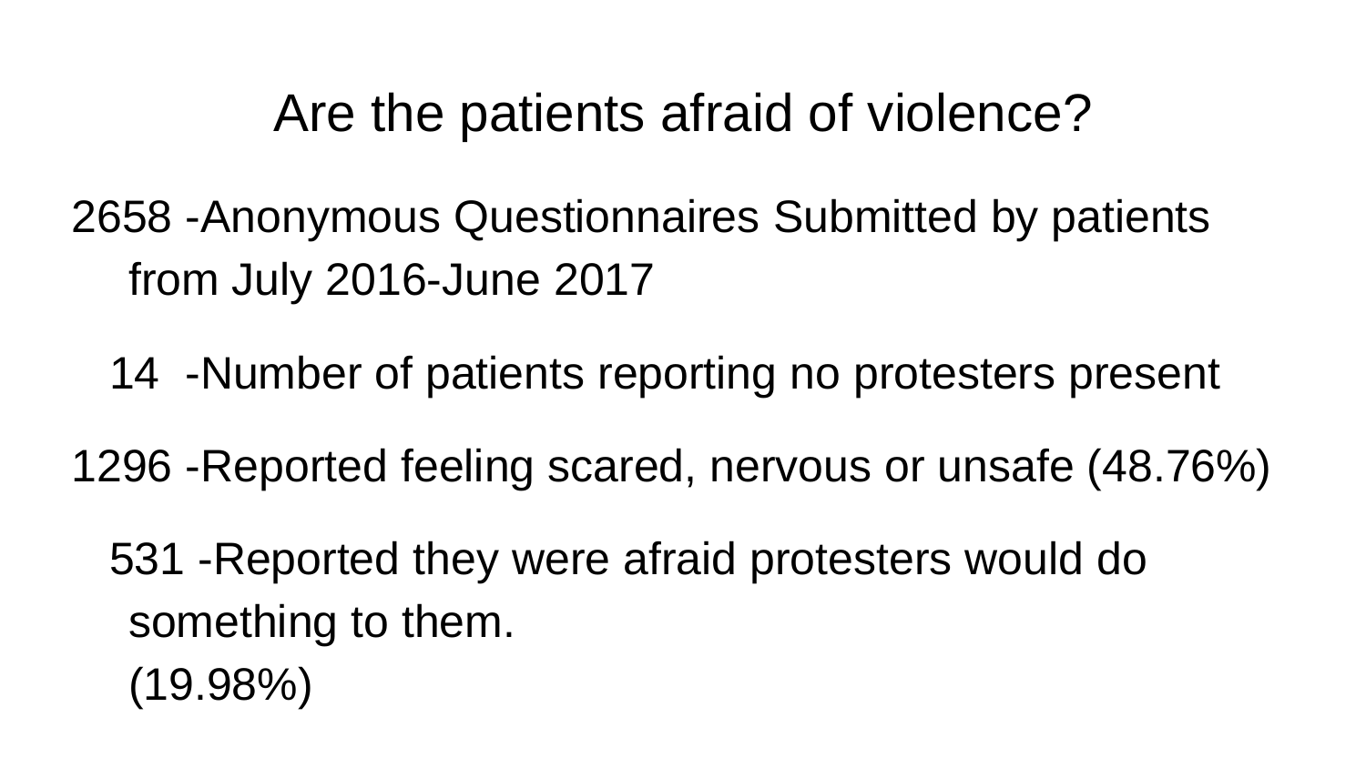# Are the patients afraid of violence?

2658 -Anonymous Questionnaires Submitted by patients from July 2016-June 2017

14 -Number of patients reporting no protesters present

1296 -Reported feeling scared, nervous or unsafe (48.76%)

531 -Reported they were afraid protesters would do something to them.
(19.98%)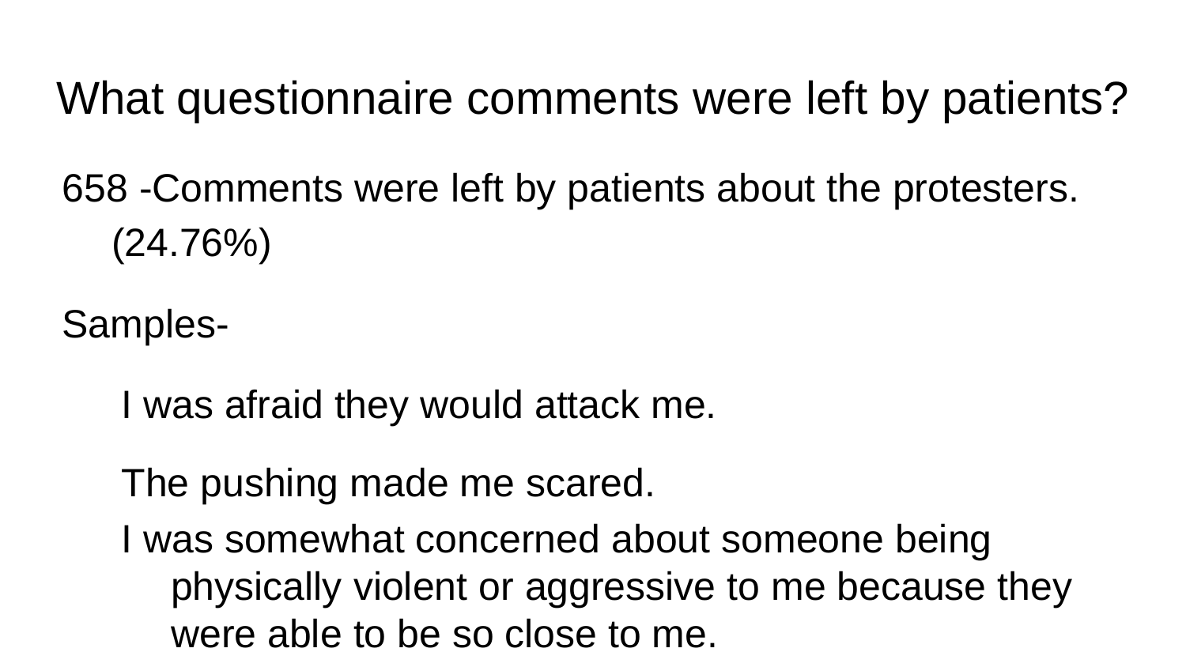# What questionnaire comments were left by patients?

658 -Comments were left by patients about the protesters. (24.76%)

Samples-

I was afraid they would attack me.

The pushing made me scared.

I was somewhat concerned about someone being physically violent or aggressive to me because they were able to be so close to me.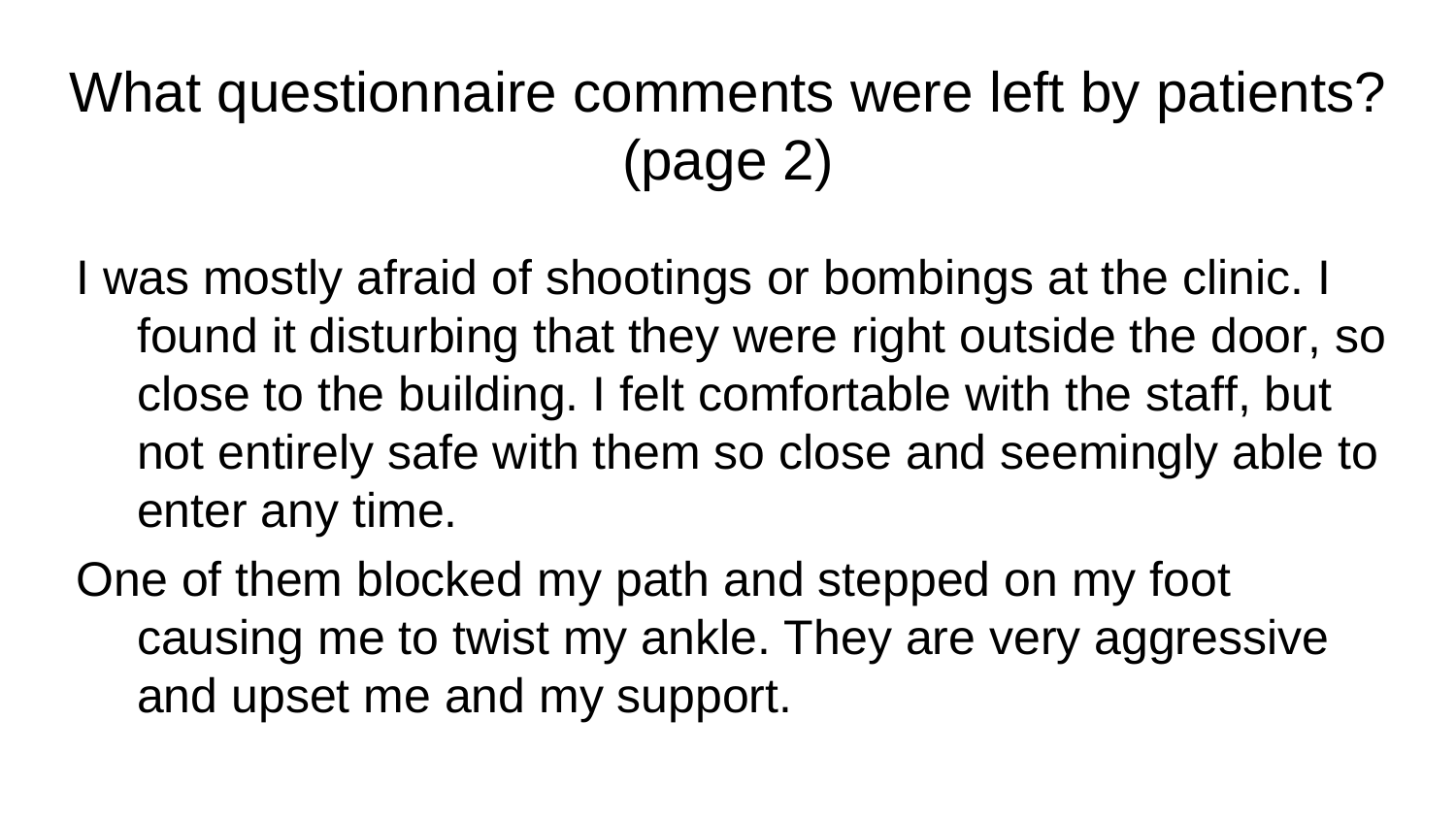# What questionnaire comments were left by patients? (page 2)

I was mostly afraid of shootings or bombings at the clinic. I found it disturbing that they were right outside the door, so close to the building. I felt comfortable with the staff, but not entirely safe with them so close and seemingly able to enter any time.

One of them blocked my path and stepped on my foot causing me to twist my ankle. They are very aggressive and upset me and my support.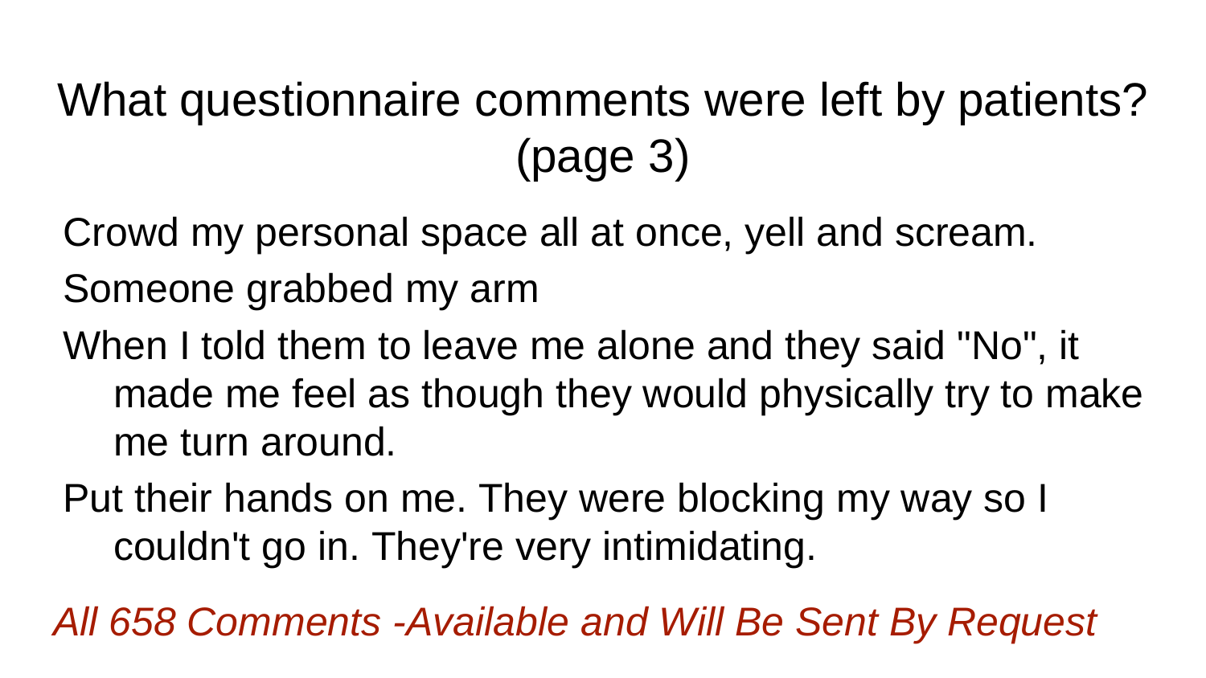# What questionnaire comments were left by patients? (page 3)

Crowd my personal space all at once, yell and scream.

Someone grabbed my arm

When I told them to leave me alone and they said "No", it made me feel as though they would physically try to make me turn around.

Put their hands on me. They were blocking my way so I couldn't go in. They're very intimidating.

*All 658 Comments -Available and Will Be Sent By Request*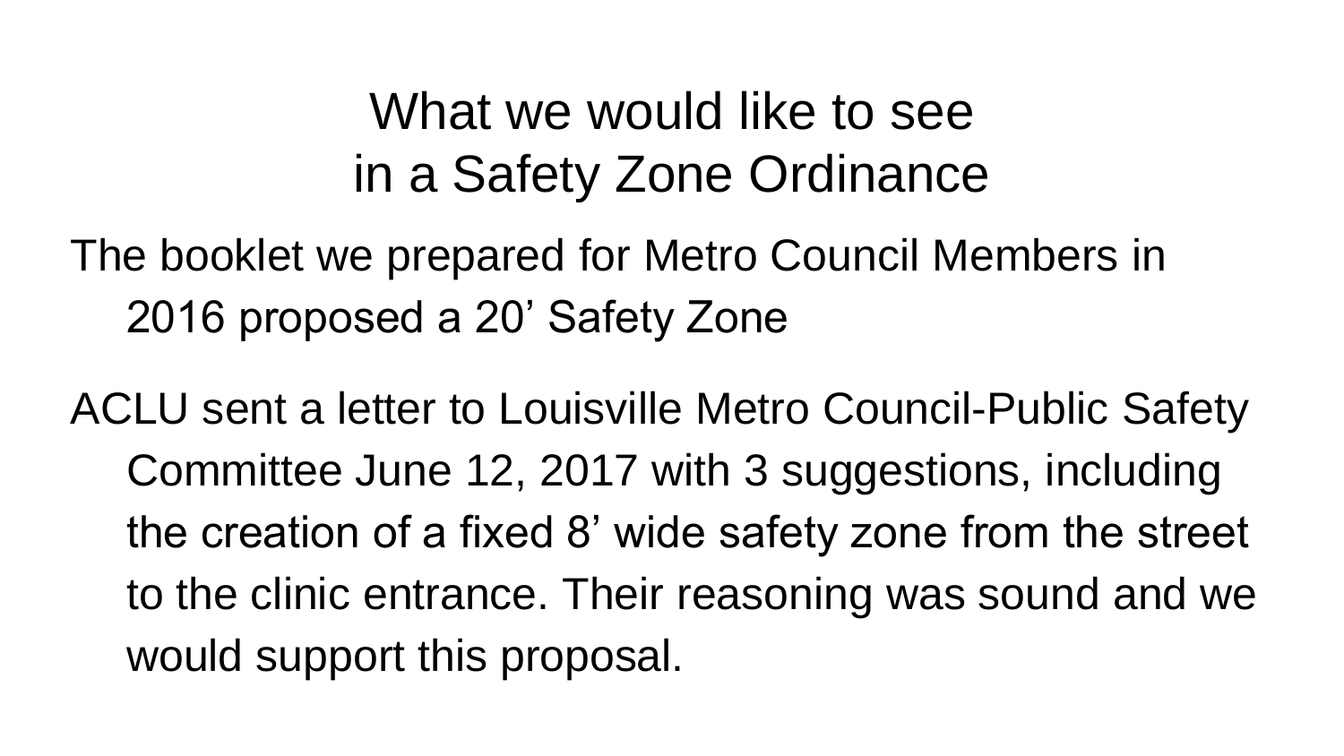# What we would like to see in a Safety Zone Ordinance

- The booklet we prepared for Metro Council Members in 2016 proposed a 20’ Safety Zone
- ACLU sent a letter to Louisville Metro Council-Public Safety Committee June 12, 2017 with 3 suggestions, including the creation of a fixed 8’ wide safety zone from the street to the clinic entrance. Their reasoning was sound and we would support this proposal.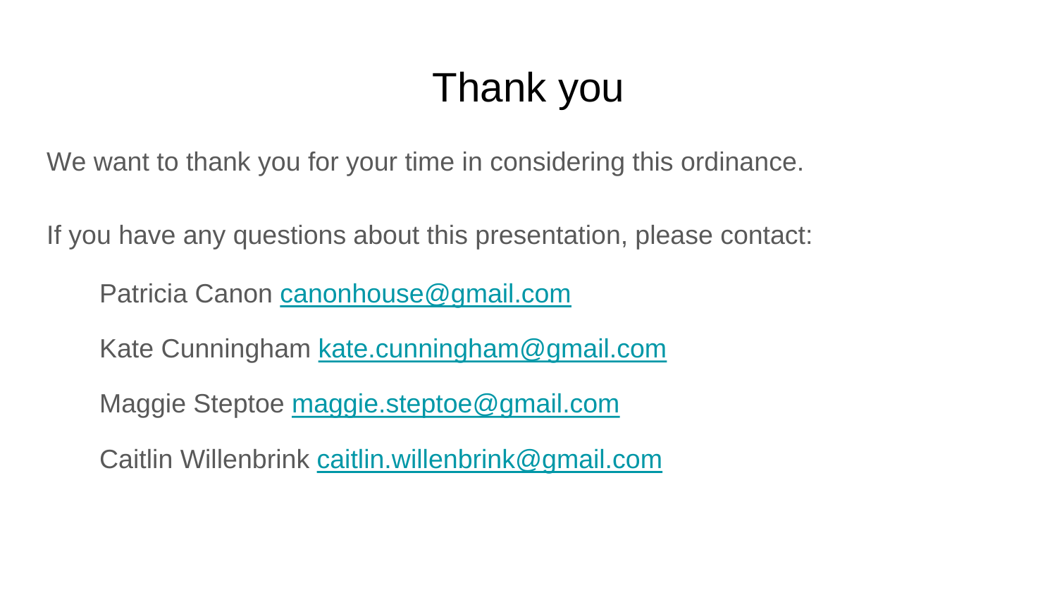# Thank you

We want to thank you for your time in considering this ordinance.

If you have any questions about this presentation, please contact:

Patricia Canon canonhouse@gmail.com

Kate Cunningham kate.cunningham@gmail.com

Maggie Steptoe maggie.steptoe@gmail.com

Caitlin Willenbrink caitlin.willenbrink@gmail.com